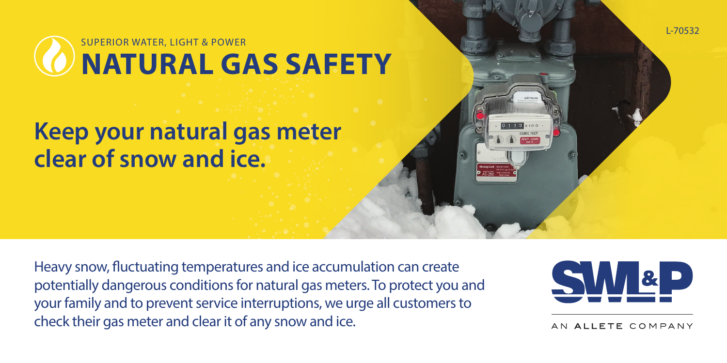L-70532

SUPERIOR WATER, LIGHT & POWER

# NATURAL GAS SAFETY

## Keep your natural gas meter clear of snow and ice.

Heavy snow, fluctuating temperatures and ice accumulation can create potentially dangerous conditions for natural gas meters. To protect you and your family and to prevent service interruptions, we urge all customers to check their gas meter and clear it of any snow and ice.

SWL&P

AN ALLETE COMPANY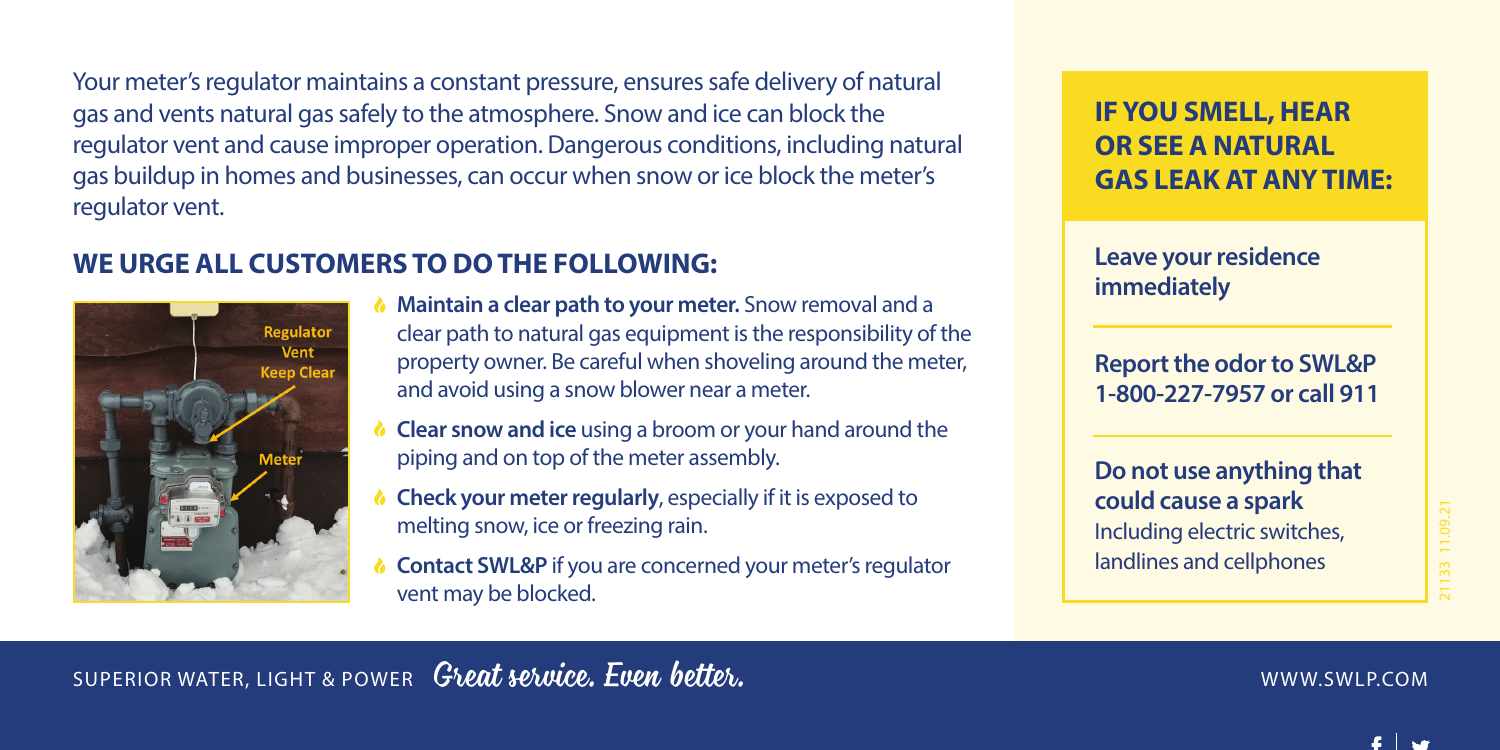Your meter's regulator maintains a constant pressure, ensures safe delivery of natural gas and vents natural gas safely to the atmosphere. Snow and ice can block the regulator vent and cause improper operation. Dangerous conditions, including natural gas buildup in homes and businesses, can occur when snow or ice block the meter's regulator vent.

## WE URGE ALL CUSTOMERS TO DO THE FOLLOWING:

Regulator Vent Keep Clear

Meter

- **Maintain a clear path to your meter.** Snow removal and a clear path to natural gas equipment is the responsibility of the property owner. Be careful when shoveling around the meter, and avoid using a snow blower near a meter.
- **Clear snow and ice** using a broom or your hand around the piping and on top of the meter assembly.
- **Check your meter regularly**, especially if it is exposed to melting snow, ice or freezing rain.
- **Contact SWL&P** if you are concerned your meter's regulator vent may be blocked.

## IF YOU SMELL, HEAR OR SEE A NATURAL GAS LEAK AT ANY TIME:

**Leave your residence immediately**

**Report the odor to SWL&P 1-800-227-7957 or call 911**

**Do not use anything that could cause a spark**
Including electric switches, landlines and cellphones

21133 11.09.21

SUPERIOR WATER, LIGHT & POWER *Great service. Even better.*

WWW.SWLP.COM